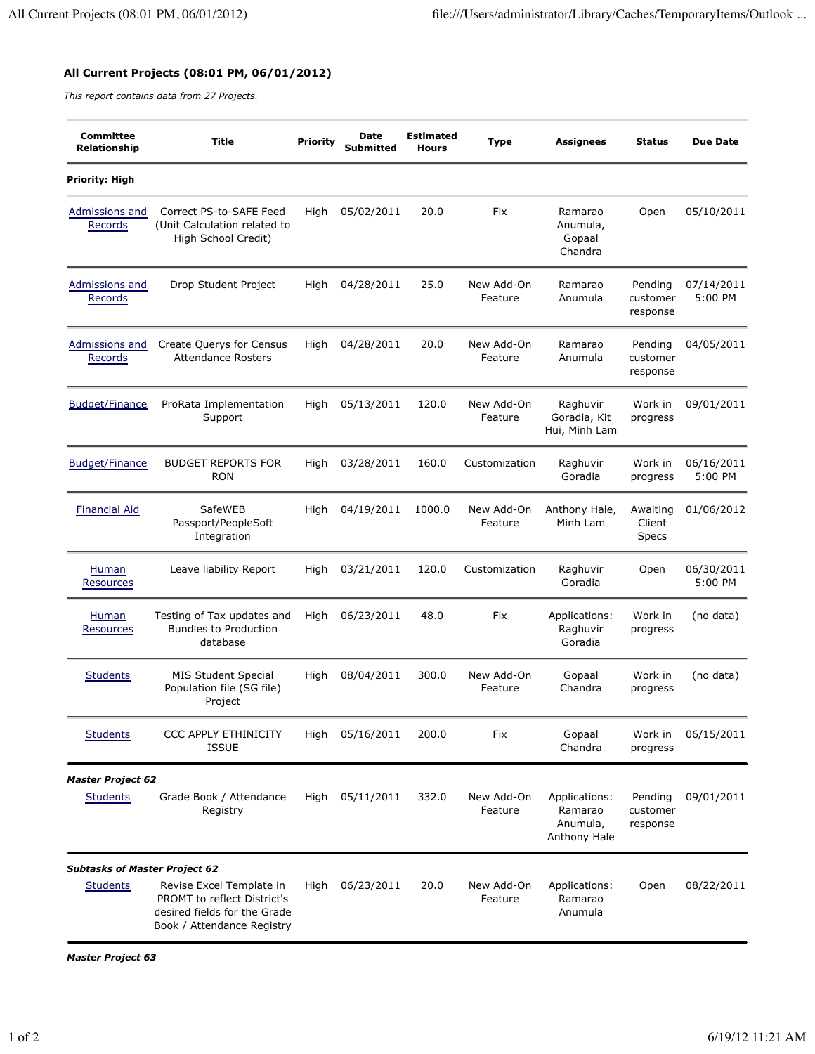**All Current Projects (08:01 PM, 06/01/2012)**

*This report contains data from 27 Projects.*

| Committee Relationship | Title | Priority | Date Submitted | Estimated Hours | Type | Assignees | Status | Due Date |
|---|---|---|---|---|---|---|---|---|
| **Priority: High** | | | | | | | | |
| Admissions and Records | Correct PS-to-SAFE Feed (Unit Calculation related to High School Credit) | High | 05/02/2011 | 20.0 | Fix | Ramarao Anumula, Gopaal Chandra | Open | 05/10/2011 |
| Admissions and Records | Drop Student Project | High | 04/28/2011 | 25.0 | New Add-On Feature | Ramarao Anumula | Pending customer response | 07/14/2011 5:00 PM |
| Admissions and Records | Create Querys for Census Attendance Rosters | High | 04/28/2011 | 20.0 | New Add-On Feature | Ramarao Anumula | Pending customer response | 04/05/2011 |
| Budget/Finance | ProRata Implementation Support | High | 05/13/2011 | 120.0 | New Add-On Feature | Raghuvir Goradia, Kit Hui, Minh Lam | Work in progress | 09/01/2011 |
| Budget/Finance | BUDGET REPORTS FOR RON | High | 03/28/2011 | 160.0 | Customization | Raghuvir Goradia | Work in progress | 06/16/2011 5:00 PM |
| Financial Aid | SafeWEB Passport/PeopleSoft Integration | High | 04/19/2011 | 1000.0 | New Add-On Feature | Anthony Hale, Minh Lam | Awaiting Client Specs | 01/06/2012 |
| Human Resources | Leave liability Report | High | 03/21/2011 | 120.0 | Customization | Raghuvir Goradia | Open | 06/30/2011 5:00 PM |
| Human Resources | Testing of Tax updates and Bundles to Production database | High | 06/23/2011 | 48.0 | Fix | Applications: Raghuvir Goradia | Work in progress | (no data) |
| Students | MIS Student Special Population file (SG file) Project | High | 08/04/2011 | 300.0 | New Add-On Feature | Gopaal Chandra | Work in progress | (no data) |
| Students | CCC APPLY ETHINICITY ISSUE | High | 05/16/2011 | 200.0 | Fix | Gopaal Chandra | Work in progress | 06/15/2011 |
| ***Master Project 62*** | | | | | | | | |
| Students | Grade Book / Attendance Registry | High | 05/11/2011 | 332.0 | New Add-On Feature | Applications: Ramarao Anumula, Anthony Hale | Pending customer response | 09/01/2011 |
| ***Subtasks of Master Project 62*** | | | | | | | | |
| Students | Revise Excel Template in PROMT to reflect District's desired fields for the Grade Book / Attendance Registry | High | 06/23/2011 | 20.0 | New Add-On Feature | Applications: Ramarao Anumula | Open | 08/22/2011 |

***Master Project 63***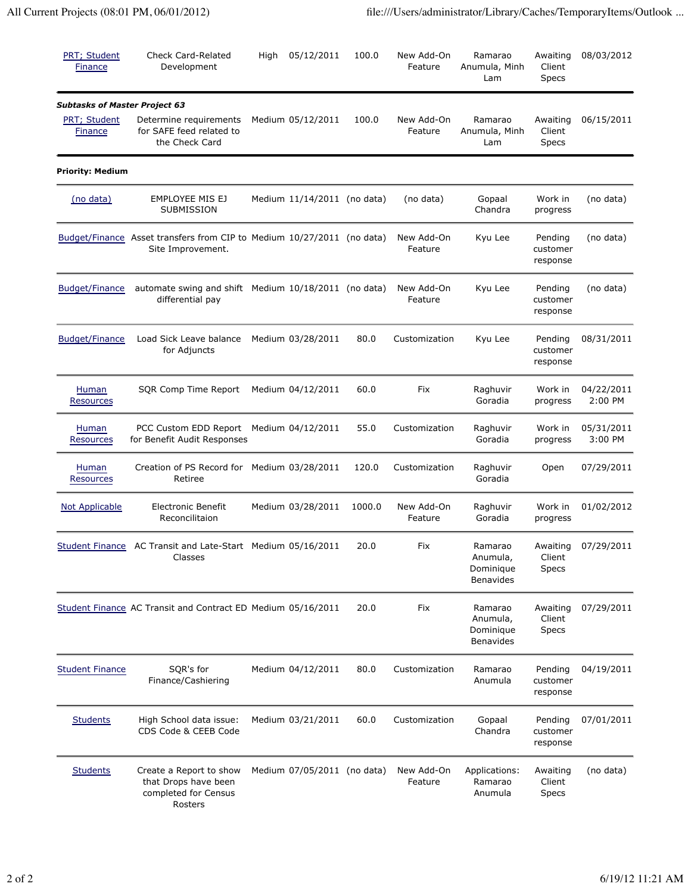| | | | | | | | | |
|---|---|---|---|---|---|---|---|---|
| PRT; Student Finance | Check Card-Related Development | High | 05/12/2011 | 100.0 | New Add-On Feature | Ramarao Anumula, Minh Lam | Awaiting Client Specs | 08/03/2012 |

***Subtasks of Master Project 63***

| | | | | | | | | |
|---|---|---|---|---|---|---|---|---|
| PRT; Student Finance | Determine requirements for SAFE feed related to the Check Card | Medium | 05/12/2011 | 100.0 | New Add-On Feature | Ramarao Anumula, Minh Lam | Awaiting Client Specs | 06/15/2011 |

**Priority: Medium**

| | | | | | | | | |
|---|---|---|---|---|---|---|---|---|
| (no data) | EMPLOYEE MIS EJ SUBMISSION | Medium | 11/14/2011 | (no data) | (no data) | Gopaal Chandra | Work in progress | (no data) |
| Budget/Finance | Asset transfers from CIP to Site Improvement. | Medium | 10/27/2011 | (no data) | New Add-On Feature | Kyu Lee | Pending customer response | (no data) |
| Budget/Finance | automate swing and shift differential pay | Medium | 10/18/2011 | (no data) | New Add-On Feature | Kyu Lee | Pending customer response | (no data) |
| Budget/Finance | Load Sick Leave balance for Adjuncts | Medium | 03/28/2011 | 80.0 | Customization | Kyu Lee | Pending customer response | 08/31/2011 |
| Human Resources | SQR Comp Time Report | Medium | 04/12/2011 | 60.0 | Fix | Raghuvir Goradia | Work in progress | 04/22/2011 2:00 PM |
| Human Resources | PCC Custom EDD Report for Benefit Audit Responses | Medium | 04/12/2011 | 55.0 | Customization | Raghuvir Goradia | Work in progress | 05/31/2011 3:00 PM |
| Human Resources | Creation of PS Record for Retiree | Medium | 03/28/2011 | 120.0 | Customization | Raghuvir Goradia | Open | 07/29/2011 |
| Not Applicable | Electronic Benefit Reconcilitaion | Medium | 03/28/2011 | 1000.0 | New Add-On Feature | Raghuvir Goradia | Work in progress | 01/02/2012 |
| Student Finance | AC Transit and Late-Start Classes | Medium | 05/16/2011 | 20.0 | Fix | Ramarao Anumula, Dominique Benavides | Awaiting Client Specs | 07/29/2011 |
| Student Finance | AC Transit and Contract ED | Medium | 05/16/2011 | 20.0 | Fix | Ramarao Anumula, Dominique Benavides | Awaiting Client Specs | 07/29/2011 |
| Student Finance | SQR's for Finance/Cashiering | Medium | 04/12/2011 | 80.0 | Customization | Ramarao Anumula | Pending customer response | 04/19/2011 |
| Students | High School data issue: CDS Code & CEEB Code | Medium | 03/21/2011 | 60.0 | Customization | Gopaal Chandra | Pending customer response | 07/01/2011 |
| Students | Create a Report to show that Drops have been completed for Census Rosters | Medium | 07/05/2011 | (no data) | New Add-On Feature | Applications: Ramarao Anumula | Awaiting Client Specs | (no data) |